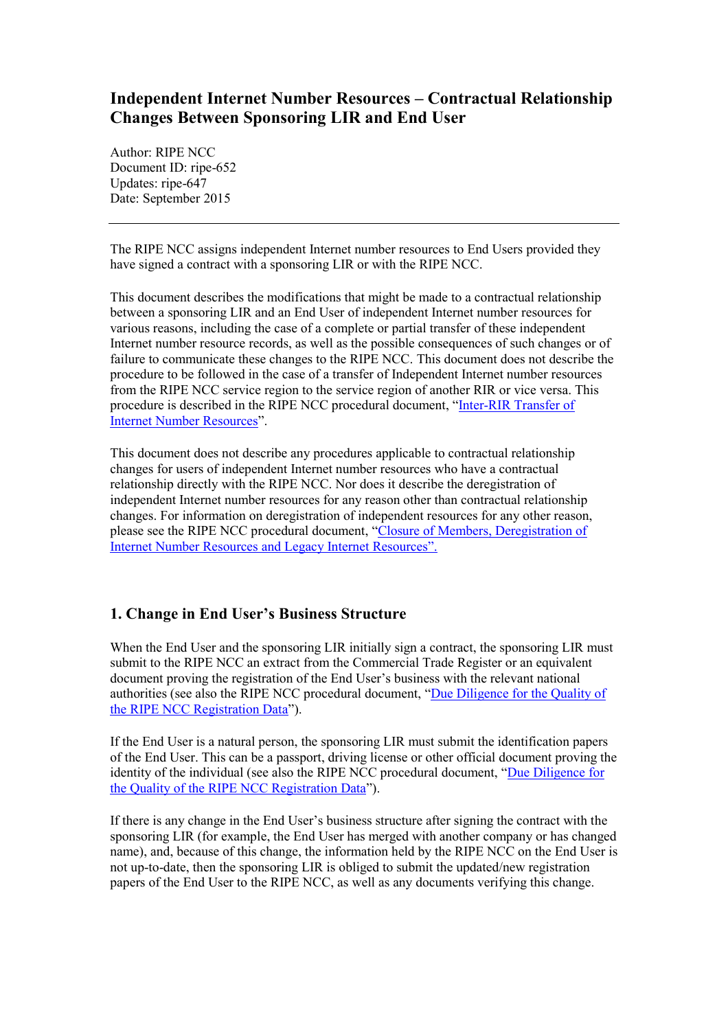# Independent Internet Number Resources – Contractual Relationship Changes Between Sponsoring LIR and End User

Author: RIPE NCC
Document ID: ripe-652
Updates: ripe-647
Date: September 2015

---

The RIPE NCC assigns independent Internet number resources to End Users provided they have signed a contract with a sponsoring LIR or with the RIPE NCC.

This document describes the modifications that might be made to a contractual relationship between a sponsoring LIR and an End User of independent Internet number resources for various reasons, including the case of a complete or partial transfer of these independent Internet number resource records, as well as the possible consequences of such changes or of failure to communicate these changes to the RIPE NCC. This document does not describe the procedure to be followed in the case of a transfer of Independent Internet number resources from the RIPE NCC service region to the service region of another RIR or vice versa. This procedure is described in the RIPE NCC procedural document, "Inter-RIR Transfer of Internet Number Resources".

This document does not describe any procedures applicable to contractual relationship changes for users of independent Internet number resources who have a contractual relationship directly with the RIPE NCC. Nor does it describe the deregistration of independent Internet number resources for any reason other than contractual relationship changes. For information on deregistration of independent resources for any other reason, please see the RIPE NCC procedural document, "Closure of Members, Deregistration of Internet Number Resources and Legacy Internet Resources".

## 1. Change in End User's Business Structure

When the End User and the sponsoring LIR initially sign a contract, the sponsoring LIR must submit to the RIPE NCC an extract from the Commercial Trade Register or an equivalent document proving the registration of the End User's business with the relevant national authorities (see also the RIPE NCC procedural document, "Due Diligence for the Quality of the RIPE NCC Registration Data").

If the End User is a natural person, the sponsoring LIR must submit the identification papers of the End User. This can be a passport, driving license or other official document proving the identity of the individual (see also the RIPE NCC procedural document, "Due Diligence for the Quality of the RIPE NCC Registration Data").

If there is any change in the End User's business structure after signing the contract with the sponsoring LIR (for example, the End User has merged with another company or has changed name), and, because of this change, the information held by the RIPE NCC on the End User is not up-to-date, then the sponsoring LIR is obliged to submit the updated/new registration papers of the End User to the RIPE NCC, as well as any documents verifying this change.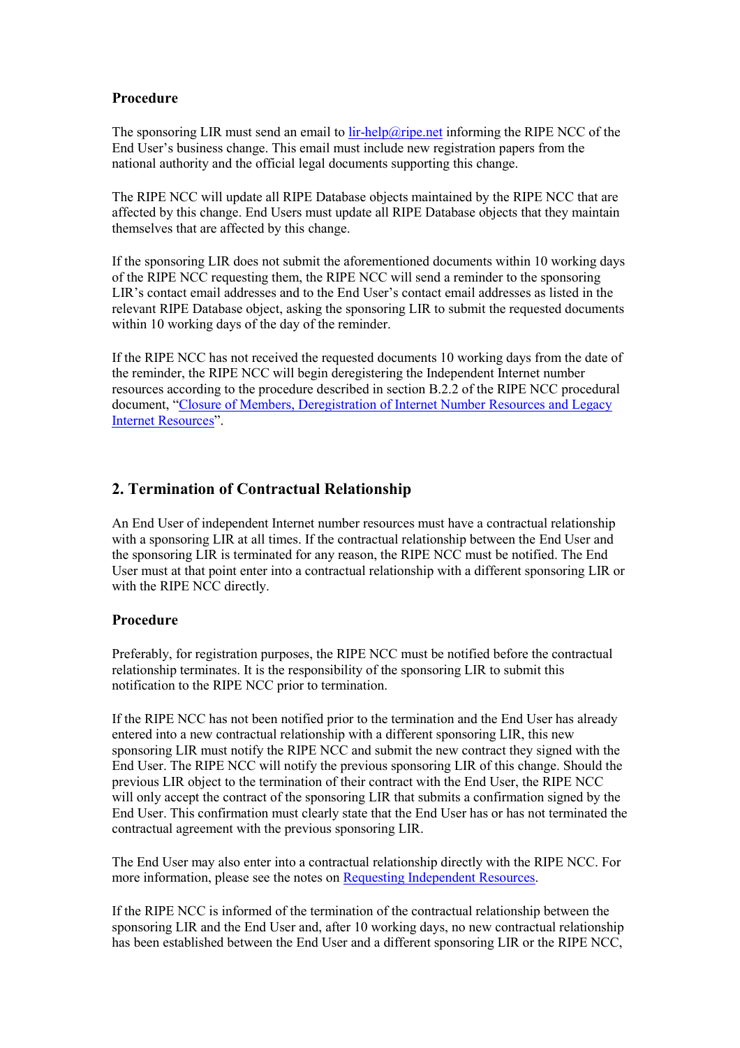### Procedure

The sponsoring LIR must send an email to [lir-help@ripe.net](mailto:lir-help@ripe.net) informing the RIPE NCC of the End User's business change. This email must include new registration papers from the national authority and the official legal documents supporting this change.

The RIPE NCC will update all RIPE Database objects maintained by the RIPE NCC that are affected by this change. End Users must update all RIPE Database objects that they maintain themselves that are affected by this change.

If the sponsoring LIR does not submit the aforementioned documents within 10 working days of the RIPE NCC requesting them, the RIPE NCC will send a reminder to the sponsoring LIR's contact email addresses and to the End User's contact email addresses as listed in the relevant RIPE Database object, asking the sponsoring LIR to submit the requested documents within 10 working days of the day of the reminder.

If the RIPE NCC has not received the requested documents 10 working days from the date of the reminder, the RIPE NCC will begin deregistering the Independent Internet number resources according to the procedure described in section B.2.2 of the RIPE NCC procedural document, "Closure of Members, Deregistration of Internet Number Resources and Legacy Internet Resources".

## 2. Termination of Contractual Relationship

An End User of independent Internet number resources must have a contractual relationship with a sponsoring LIR at all times. If the contractual relationship between the End User and the sponsoring LIR is terminated for any reason, the RIPE NCC must be notified. The End User must at that point enter into a contractual relationship with a different sponsoring LIR or with the RIPE NCC directly.

### Procedure

Preferably, for registration purposes, the RIPE NCC must be notified before the contractual relationship terminates. It is the responsibility of the sponsoring LIR to submit this notification to the RIPE NCC prior to termination.

If the RIPE NCC has not been notified prior to the termination and the End User has already entered into a new contractual relationship with a different sponsoring LIR, this new sponsoring LIR must notify the RIPE NCC and submit the new contract they signed with the End User. The RIPE NCC will notify the previous sponsoring LIR of this change. Should the previous LIR object to the termination of their contract with the End User, the RIPE NCC will only accept the contract of the sponsoring LIR that submits a confirmation signed by the End User. This confirmation must clearly state that the End User has or has not terminated the contractual agreement with the previous sponsoring LIR.

The End User may also enter into a contractual relationship directly with the RIPE NCC. For more information, please see the notes on Requesting Independent Resources.

If the RIPE NCC is informed of the termination of the contractual relationship between the sponsoring LIR and the End User and, after 10 working days, no new contractual relationship has been established between the End User and a different sponsoring LIR or the RIPE NCC,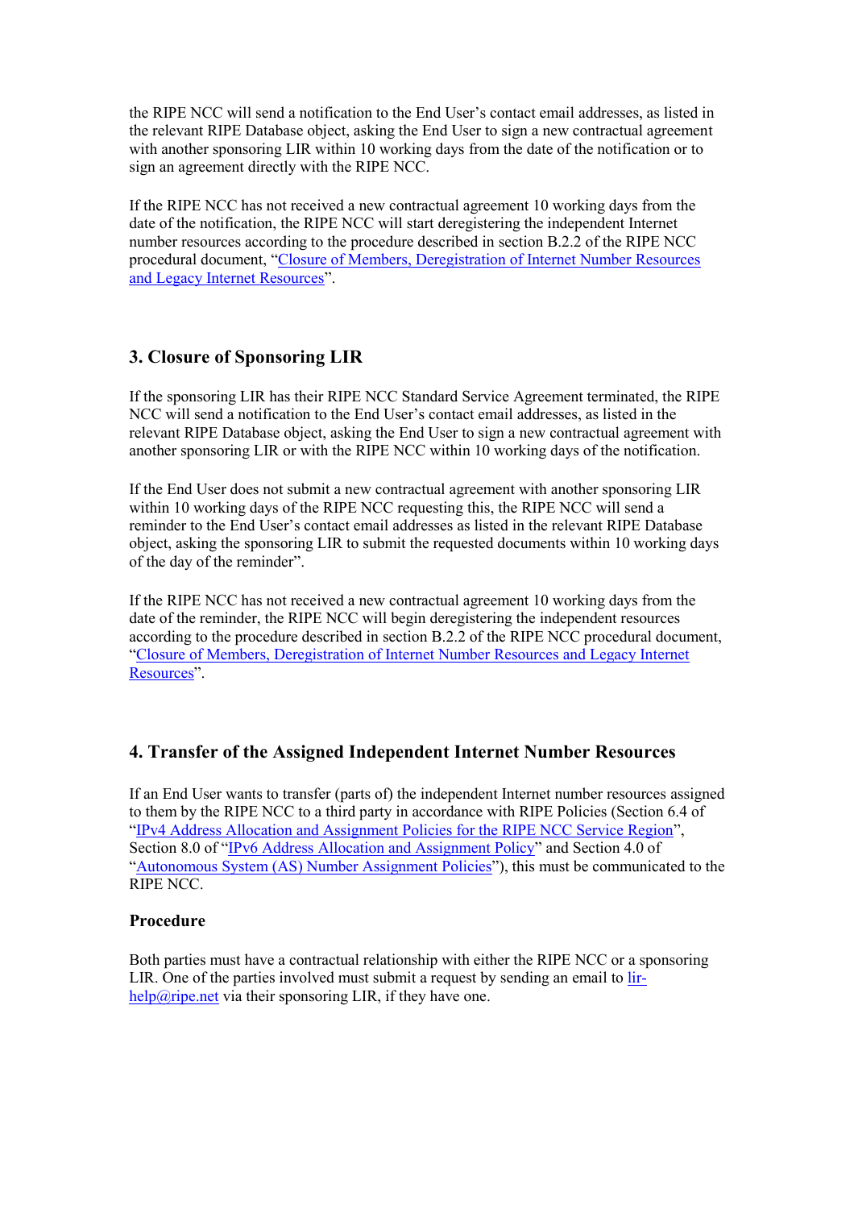the RIPE NCC will send a notification to the End User's contact email addresses, as listed in the relevant RIPE Database object, asking the End User to sign a new contractual agreement with another sponsoring LIR within 10 working days from the date of the notification or to sign an agreement directly with the RIPE NCC.

If the RIPE NCC has not received a new contractual agreement 10 working days from the date of the notification, the RIPE NCC will start deregistering the independent Internet number resources according to the procedure described in section B.2.2 of the RIPE NCC procedural document, "Closure of Members, Deregistration of Internet Number Resources and Legacy Internet Resources".

## 3. Closure of Sponsoring LIR

If the sponsoring LIR has their RIPE NCC Standard Service Agreement terminated, the RIPE NCC will send a notification to the End User's contact email addresses, as listed in the relevant RIPE Database object, asking the End User to sign a new contractual agreement with another sponsoring LIR or with the RIPE NCC within 10 working days of the notification.

If the End User does not submit a new contractual agreement with another sponsoring LIR within 10 working days of the RIPE NCC requesting this, the RIPE NCC will send a reminder to the End User's contact email addresses as listed in the relevant RIPE Database object, asking the sponsoring LIR to submit the requested documents within 10 working days of the day of the reminder".

If the RIPE NCC has not received a new contractual agreement 10 working days from the date of the reminder, the RIPE NCC will begin deregistering the independent resources according to the procedure described in section B.2.2 of the RIPE NCC procedural document, "Closure of Members, Deregistration of Internet Number Resources and Legacy Internet Resources".

## 4. Transfer of the Assigned Independent Internet Number Resources

If an End User wants to transfer (parts of) the independent Internet number resources assigned to them by the RIPE NCC to a third party in accordance with RIPE Policies (Section 6.4 of "IPv4 Address Allocation and Assignment Policies for the RIPE NCC Service Region", Section 8.0 of "IPv6 Address Allocation and Assignment Policy" and Section 4.0 of "Autonomous System (AS) Number Assignment Policies"), this must be communicated to the RIPE NCC.

### Procedure

Both parties must have a contractual relationship with either the RIPE NCC or a sponsoring LIR. One of the parties involved must submit a request by sending an email to lir-help@ripe.net via their sponsoring LIR, if they have one.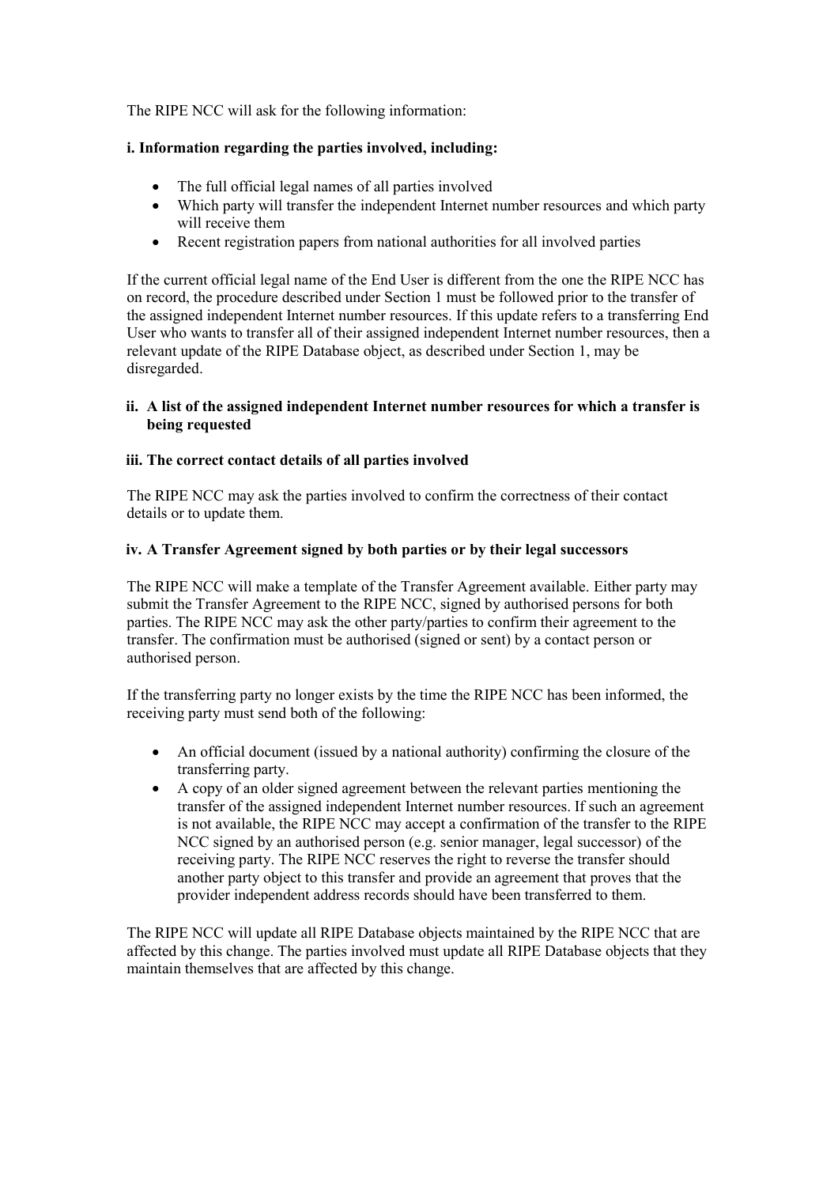The RIPE NCC will ask for the following information:

**i. Information regarding the parties involved, including:**

- The full official legal names of all parties involved
- Which party will transfer the independent Internet number resources and which party will receive them
- Recent registration papers from national authorities for all involved parties

If the current official legal name of the End User is different from the one the RIPE NCC has on record, the procedure described under Section 1 must be followed prior to the transfer of the assigned independent Internet number resources. If this update refers to a transferring End User who wants to transfer all of their assigned independent Internet number resources, then a relevant update of the RIPE Database object, as described under Section 1, may be disregarded.

**ii. A list of the assigned independent Internet number resources for which a transfer is being requested**

**iii. The correct contact details of all parties involved**

The RIPE NCC may ask the parties involved to confirm the correctness of their contact details or to update them.

**iv. A Transfer Agreement signed by both parties or by their legal successors**

The RIPE NCC will make a template of the Transfer Agreement available. Either party may submit the Transfer Agreement to the RIPE NCC, signed by authorised persons for both parties. The RIPE NCC may ask the other party/parties to confirm their agreement to the transfer. The confirmation must be authorised (signed or sent) by a contact person or authorised person.

If the transferring party no longer exists by the time the RIPE NCC has been informed, the receiving party must send both of the following:

- An official document (issued by a national authority) confirming the closure of the transferring party.
- A copy of an older signed agreement between the relevant parties mentioning the transfer of the assigned independent Internet number resources. If such an agreement is not available, the RIPE NCC may accept a confirmation of the transfer to the RIPE NCC signed by an authorised person (e.g. senior manager, legal successor) of the receiving party. The RIPE NCC reserves the right to reverse the transfer should another party object to this transfer and provide an agreement that proves that the provider independent address records should have been transferred to them.

The RIPE NCC will update all RIPE Database objects maintained by the RIPE NCC that are affected by this change. The parties involved must update all RIPE Database objects that they maintain themselves that are affected by this change.